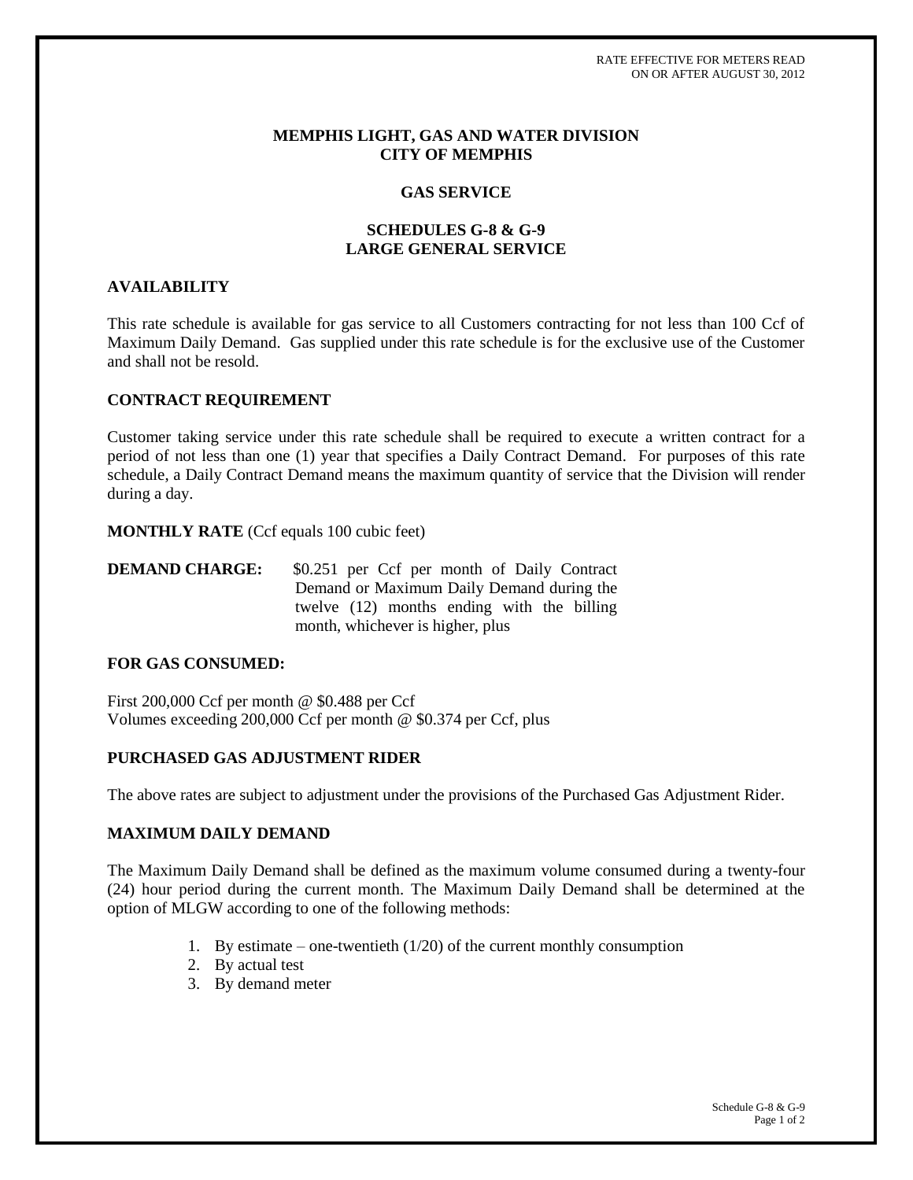RATE EFFECTIVE FOR METERS READ ON OR AFTER AUGUST 30, 2012

# MEMPHIS LIGHT, GAS AND WATER DIVISION
# CITY OF MEMPHIS

## GAS SERVICE

## SCHEDULES G-8 & G-9
## LARGE GENERAL SERVICE

### AVAILABILITY

This rate schedule is available for gas service to all Customers contracting for not less than 100 Ccf of Maximum Daily Demand. Gas supplied under this rate schedule is for the exclusive use of the Customer and shall not be resold.

### CONTRACT REQUIREMENT

Customer taking service under this rate schedule shall be required to execute a written contract for a period of not less than one (1) year that specifies a Daily Contract Demand. For purposes of this rate schedule, a Daily Contract Demand means the maximum quantity of service that the Division will render during a day.

**MONTHLY RATE** (Ccf equals 100 cubic feet)

**DEMAND CHARGE:** $0.251 per Ccf per month of Daily Contract Demand or Maximum Daily Demand during the twelve (12) months ending with the billing month, whichever is higher, plus

### FOR GAS CONSUMED:

First 200,000 Ccf per month @ $0.488 per Ccf
Volumes exceeding 200,000 Ccf per month @ $0.374 per Ccf, plus

### PURCHASED GAS ADJUSTMENT RIDER

The above rates are subject to adjustment under the provisions of the Purchased Gas Adjustment Rider.

### MAXIMUM DAILY DEMAND

The Maximum Daily Demand shall be defined as the maximum volume consumed during a twenty-four (24) hour period during the current month. The Maximum Daily Demand shall be determined at the option of MLGW according to one of the following methods:

1. By estimate – one-twentieth (1/20) of the current monthly consumption
2. By actual test
3. By demand meter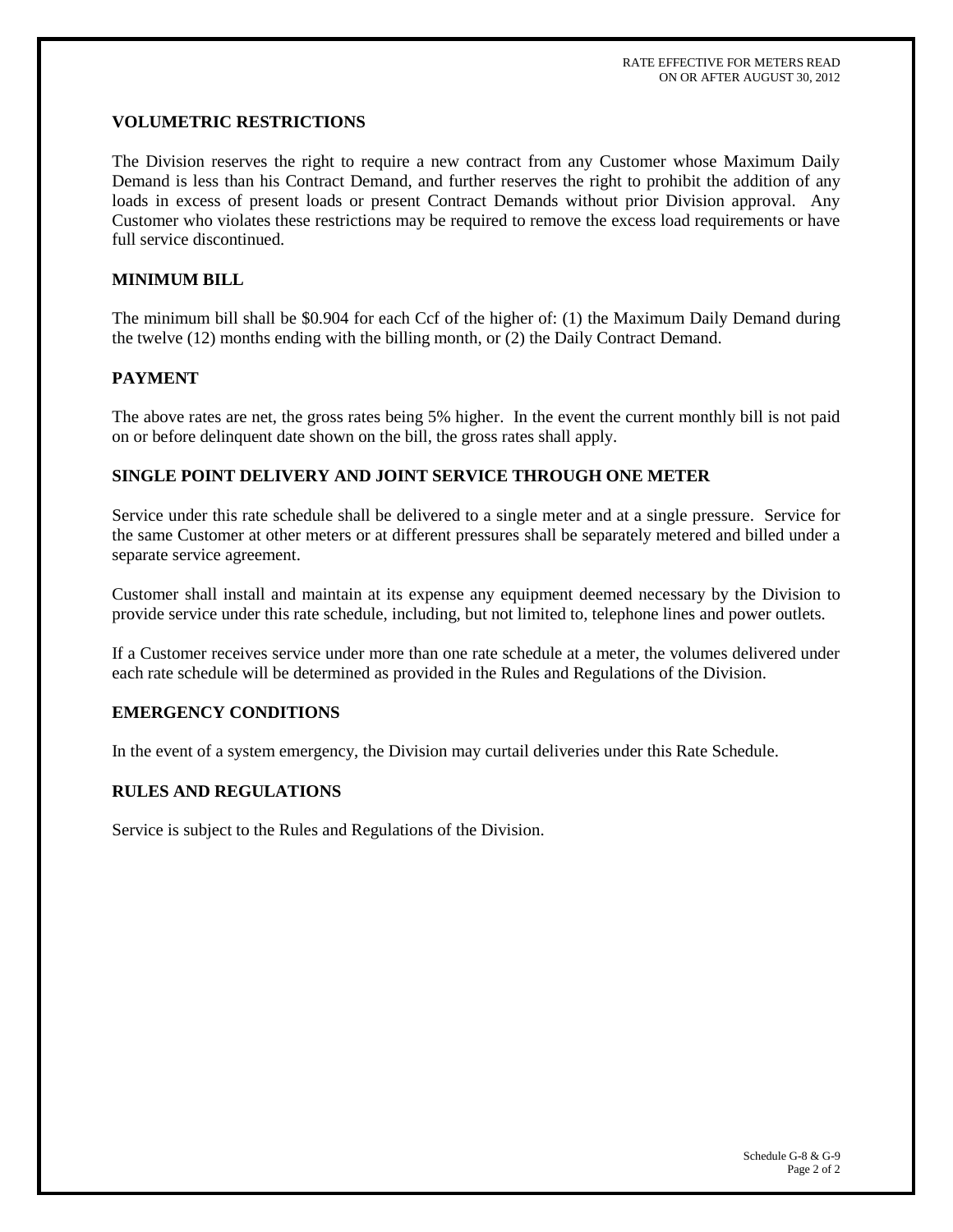## VOLUMETRIC RESTRICTIONS

The Division reserves the right to require a new contract from any Customer whose Maximum Daily Demand is less than his Contract Demand, and further reserves the right to prohibit the addition of any loads in excess of present loads or present Contract Demands without prior Division approval. Any Customer who violates these restrictions may be required to remove the excess load requirements or have full service discontinued.

## MINIMUM BILL

The minimum bill shall be $0.904 for each Ccf of the higher of: (1) the Maximum Daily Demand during the twelve (12) months ending with the billing month, or (2) the Daily Contract Demand.

## PAYMENT

The above rates are net, the gross rates being 5% higher. In the event the current monthly bill is not paid on or before delinquent date shown on the bill, the gross rates shall apply.

## SINGLE POINT DELIVERY AND JOINT SERVICE THROUGH ONE METER

Service under this rate schedule shall be delivered to a single meter and at a single pressure. Service for the same Customer at other meters or at different pressures shall be separately metered and billed under a separate service agreement.

Customer shall install and maintain at its expense any equipment deemed necessary by the Division to provide service under this rate schedule, including, but not limited to, telephone lines and power outlets.

If a Customer receives service under more than one rate schedule at a meter, the volumes delivered under each rate schedule will be determined as provided in the Rules and Regulations of the Division.

## EMERGENCY CONDITIONS

In the event of a system emergency, the Division may curtail deliveries under this Rate Schedule.

## RULES AND REGULATIONS

Service is subject to the Rules and Regulations of the Division.